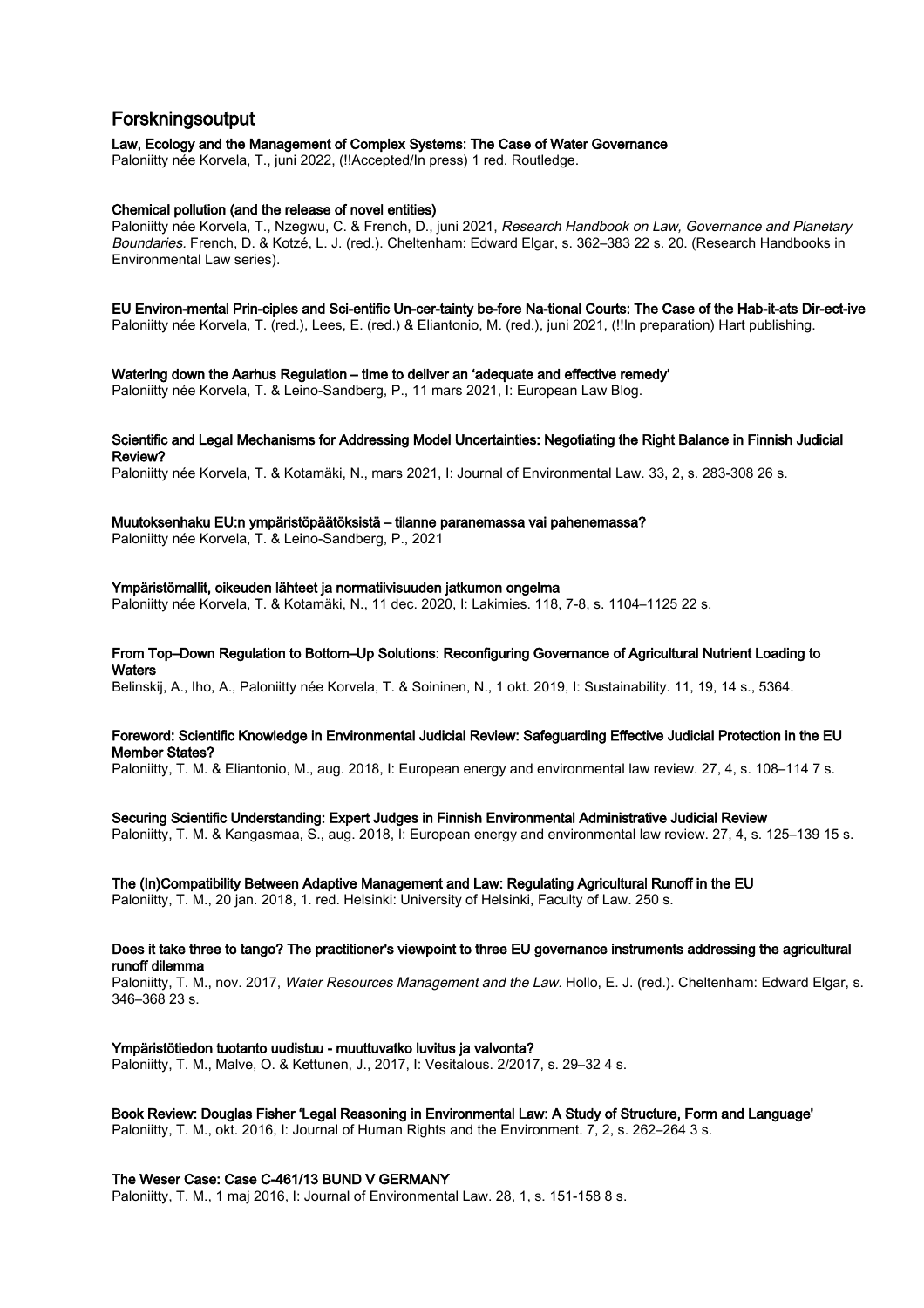# Forskningsoutput

**Law, Ecology and the Management of Complex Systems: The Case of Water Governance**
Paloniitty née Korvela, T., juni 2022, (!!Accepted/In press) 1 red. Routledge.

**Chemical pollution (and the release of novel entities)**
Paloniitty née Korvela, T., Nzegwu, C. & French, D., juni 2021, *Research Handbook on Law, Governance and Planetary Boundaries.* French, D. & Kotzé, L. J. (red.). Cheltenham: Edward Elgar, s. 362–383 22 s. 20. (Research Handbooks in Environmental Law series).

**EU Environ-mental Prin-ciples and Sci-entific Un-cer-tainty be-fore Na-tional Courts: The Case of the Hab-it-ats Dir-ect-ive**
Paloniitty née Korvela, T. (red.), Lees, E. (red.) & Eliantonio, M. (red.), juni 2021, (!!In preparation) Hart publishing.

**Watering down the Aarhus Regulation – time to deliver an 'adequate and effective remedy'**
Paloniitty née Korvela, T. & Leino-Sandberg, P., 11 mars 2021, I: European Law Blog.

**Scientific and Legal Mechanisms for Addressing Model Uncertainties: Negotiating the Right Balance in Finnish Judicial Review?**
Paloniitty née Korvela, T. & Kotamäki, N., mars 2021, I: Journal of Environmental Law. 33, 2, s. 283-308 26 s.

**Muutoksenhaku EU:n ympäristöpäätöksistä – tilanne paranemassa vai pahenemassa?**
Paloniitty née Korvela, T. & Leino-Sandberg, P., 2021

**Ympäristömallit, oikeuden lähteet ja normatiivisuuden jatkumon ongelma**
Paloniitty née Korvela, T. & Kotamäki, N., 11 dec. 2020, I: Lakimies. 118, 7-8, s. 1104–1125 22 s.

**From Top–Down Regulation to Bottom–Up Solutions: Reconfiguring Governance of Agricultural Nutrient Loading to Waters**
Belinskij, A., Iho, A., Paloniitty née Korvela, T. & Soininen, N., 1 okt. 2019, I: Sustainability. 11, 19, 14 s., 5364.

**Foreword: Scientific Knowledge in Environmental Judicial Review: Safeguarding Effective Judicial Protection in the EU Member States?**
Paloniitty, T. M. & Eliantonio, M., aug. 2018, I: European energy and environmental law review. 27, 4, s. 108–114 7 s.

**Securing Scientific Understanding: Expert Judges in Finnish Environmental Administrative Judicial Review**
Paloniitty, T. M. & Kangasmaa, S., aug. 2018, I: European energy and environmental law review. 27, 4, s. 125–139 15 s.

**The (In)Compatibility Between Adaptive Management and Law: Regulating Agricultural Runoff in the EU**
Paloniitty, T. M., 20 jan. 2018, 1. red. Helsinki: University of Helsinki, Faculty of Law. 250 s.

**Does it take three to tango? The practitioner's viewpoint to three EU governance instruments addressing the agricultural runoff dilemma**
Paloniitty, T. M., nov. 2017, *Water Resources Management and the Law.* Hollo, E. J. (red.). Cheltenham: Edward Elgar, s. 346–368 23 s.

**Ympäristötiedon tuotanto uudistuu - muuttuvatko luvitus ja valvonta?**
Paloniitty, T. M., Malve, O. & Kettunen, J., 2017, I: Vesitalous. 2/2017, s. 29–32 4 s.

**Book Review: Douglas Fisher 'Legal Reasoning in Environmental Law: A Study of Structure, Form and Language'**
Paloniitty, T. M., okt. 2016, I: Journal of Human Rights and the Environment. 7, 2, s. 262–264 3 s.

**The Weser Case: Case C-461/13 BUND V GERMANY**
Paloniitty, T. M., 1 maj 2016, I: Journal of Environmental Law. 28, 1, s. 151-158 8 s.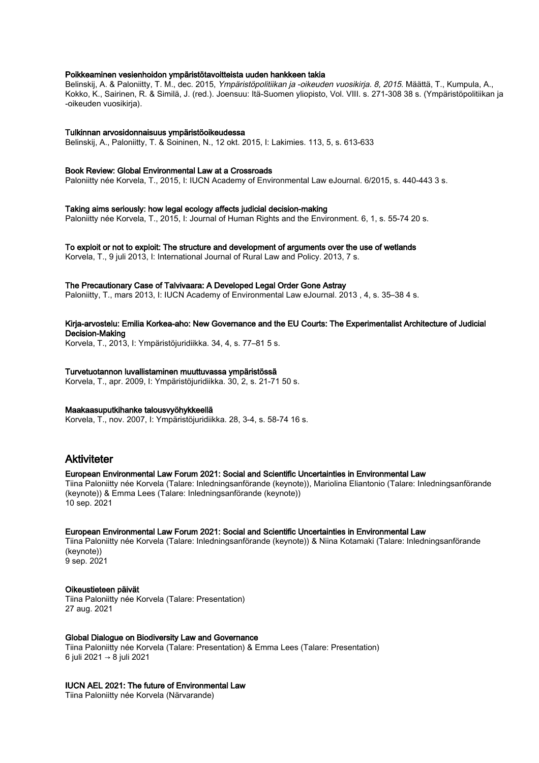**Poikkeaminen vesienhoidon ympäristötavoitteista uuden hankkeen takia**

Belinskij, A. & Paloniitty, T. M., dec. 2015, *Ympäristöpolitiikan ja -oikeuden vuosikirja. 8, 2015.* Määttä, T., Kumpula, A., Kokko, K., Sairinen, R. & Similä, J. (red.). Joensuu: Itä-Suomen yliopisto, Vol. VIII. s. 271-308 38 s. (Ympäristöpolitiikan ja -oikeuden vuosikirja).

**Tulkinnan arvosidonnaisuus ympäristöoikeudessa**

Belinskij, A., Paloniitty, T. & Soininen, N., 12 okt. 2015, I: Lakimies. 113, 5, s. 613-633

**Book Review: Global Environmental Law at a Crossroads**

Paloniitty née Korvela, T., 2015, I: IUCN Academy of Environmental Law eJournal. 6/2015, s. 440-443 3 s.

**Taking aims seriously: how legal ecology affects judicial decision-making**

Paloniitty née Korvela, T., 2015, I: Journal of Human Rights and the Environment. 6, 1, s. 55-74 20 s.

**To exploit or not to exploit: The structure and development of arguments over the use of wetlands**

Korvela, T., 9 juli 2013, I: International Journal of Rural Law and Policy. 2013, 7 s.

**The Precautionary Case of Talvivaara: A Developed Legal Order Gone Astray**

Paloniitty, T., mars 2013, I: IUCN Academy of Environmental Law eJournal. 2013 , 4, s. 35–38 4 s.

**Kirja-arvostelu: Emilia Korkea-aho: New Governance and the EU Courts: The Experimentalist Architecture of Judicial Decision-Making**

Korvela, T., 2013, I: Ympäristöjuridiikka. 34, 4, s. 77–81 5 s.

**Turvetuotannon luvallistaminen muuttuvassa ympäristössä**

Korvela, T., apr. 2009, I: Ympäristöjuridiikka. 30, 2, s. 21-71 50 s.

**Maakaasuputkihanke talousvyöhykkeellä**

Korvela, T., nov. 2007, I: Ympäristöjuridiikka. 28, 3-4, s. 58-74 16 s.

## Aktiviteter

**European Environmental Law Forum 2021: Social and Scientific Uncertainties in Environmental Law**

Tiina Paloniitty née Korvela (Talare: Inledningsanförande (keynote)), Mariolina Eliantonio (Talare: Inledningsanförande (keynote)) & Emma Lees (Talare: Inledningsanförande (keynote))
10 sep. 2021

**European Environmental Law Forum 2021: Social and Scientific Uncertainties in Environmental Law**

Tiina Paloniitty née Korvela (Talare: Inledningsanförande (keynote)) & Niina Kotamaki (Talare: Inledningsanförande (keynote))
9 sep. 2021

**Oikeustieteen päivät**

Tiina Paloniitty née Korvela (Talare: Presentation)
27 aug. 2021

**Global Dialogue on Biodiversity Law and Governance**

Tiina Paloniitty née Korvela (Talare: Presentation) & Emma Lees (Talare: Presentation)
6 juli 2021 → 8 juli 2021

**IUCN AEL 2021: The future of Environmental Law**

Tiina Paloniitty née Korvela (Närvarande)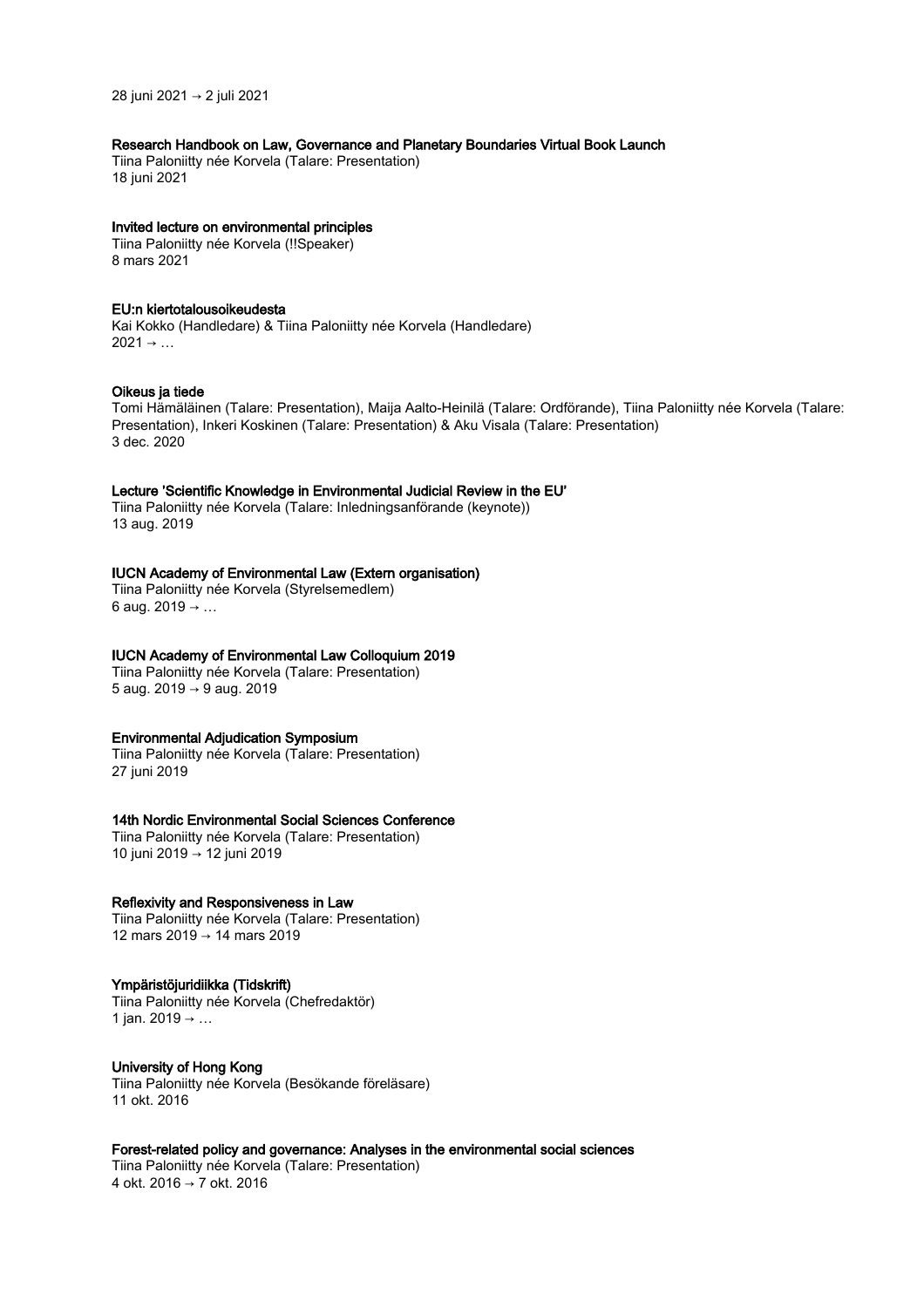28 juni 2021 → 2 juli 2021

**Research Handbook on Law, Governance and Planetary Boundaries Virtual Book Launch**
Tiina Paloniitty née Korvela (Talare: Presentation)
18 juni 2021

**Invited lecture on environmental principles**
Tiina Paloniitty née Korvela (!!Speaker)
8 mars 2021

**EU:n kiertotalousoikeudesta**
Kai Kokko (Handledare) & Tiina Paloniitty née Korvela (Handledare)
2021 → …

**Oikeus ja tiede**
Tomi Hämäläinen (Talare: Presentation), Maija Aalto-Heinilä (Talare: Ordförande), Tiina Paloniitty née Korvela (Talare: Presentation), Inkeri Koskinen (Talare: Presentation) & Aku Visala (Talare: Presentation)
3 dec. 2020

**Lecture 'Scientific Knowledge in Environmental Judicial Review in the EU'**
Tiina Paloniitty née Korvela (Talare: Inledningsanförande (keynote))
13 aug. 2019

**IUCN Academy of Environmental Law (Extern organisation)**
Tiina Paloniitty née Korvela (Styrelsemedlem)
6 aug. 2019 → …

**IUCN Academy of Environmental Law Colloquium 2019**
Tiina Paloniitty née Korvela (Talare: Presentation)
5 aug. 2019 → 9 aug. 2019

**Environmental Adjudication Symposium**
Tiina Paloniitty née Korvela (Talare: Presentation)
27 juni 2019

**14th Nordic Environmental Social Sciences Conference**
Tiina Paloniitty née Korvela (Talare: Presentation)
10 juni 2019 → 12 juni 2019

**Reflexivity and Responsiveness in Law**
Tiina Paloniitty née Korvela (Talare: Presentation)
12 mars 2019 → 14 mars 2019

**Ympäristöjuridiikka (Tidskrift)**
Tiina Paloniitty née Korvela (Chefredaktör)
1 jan. 2019 → …

**University of Hong Kong**
Tiina Paloniitty née Korvela (Besökande föreläsare)
11 okt. 2016

**Forest-related policy and governance: Analyses in the environmental social sciences**
Tiina Paloniitty née Korvela (Talare: Presentation)
4 okt. 2016 → 7 okt. 2016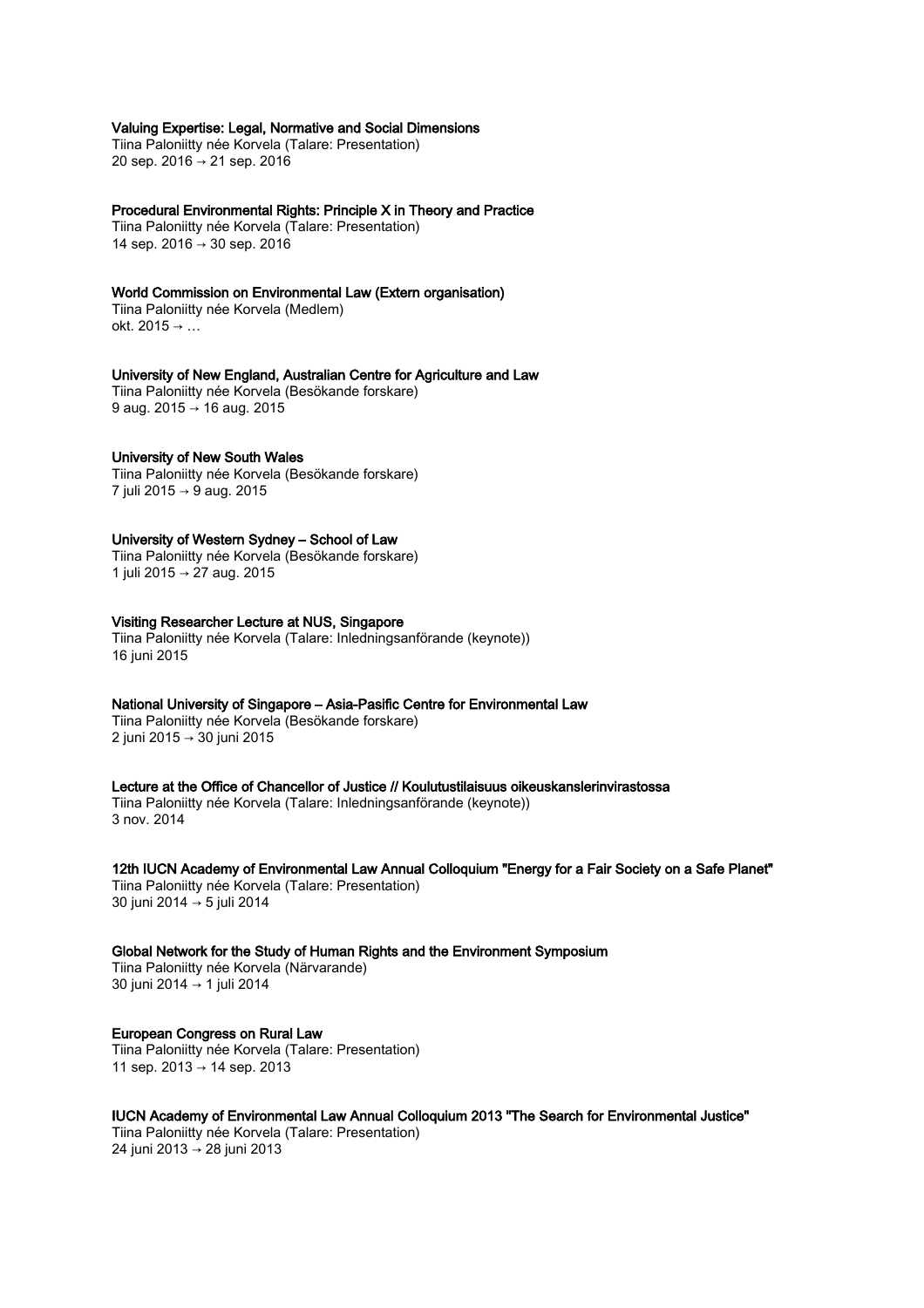**Valuing Expertise: Legal, Normative and Social Dimensions**
Tiina Paloniitty née Korvela (Talare: Presentation)
20 sep. 2016 → 21 sep. 2016

**Procedural Environmental Rights: Principle X in Theory and Practice**
Tiina Paloniitty née Korvela (Talare: Presentation)
14 sep. 2016 → 30 sep. 2016

**World Commission on Environmental Law (Extern organisation)**
Tiina Paloniitty née Korvela (Medlem)
okt. 2015 → …

**University of New England, Australian Centre for Agriculture and Law**
Tiina Paloniitty née Korvela (Besökande forskare)
9 aug. 2015 → 16 aug. 2015

**University of New South Wales**
Tiina Paloniitty née Korvela (Besökande forskare)
7 juli 2015 → 9 aug. 2015

**University of Western Sydney – School of Law**
Tiina Paloniitty née Korvela (Besökande forskare)
1 juli 2015 → 27 aug. 2015

**Visiting Researcher Lecture at NUS, Singapore**
Tiina Paloniitty née Korvela (Talare: Inledningsanförande (keynote))
16 juni 2015

**National University of Singapore – Asia-Pasific Centre for Environmental Law**
Tiina Paloniitty née Korvela (Besökande forskare)
2 juni 2015 → 30 juni 2015

**Lecture at the Office of Chancellor of Justice // Koulutustilaisuus oikeuskanslerinvirastossa**
Tiina Paloniitty née Korvela (Talare: Inledningsanförande (keynote))
3 nov. 2014

**12th IUCN Academy of Environmental Law Annual Colloquium "Energy for a Fair Society on a Safe Planet"**
Tiina Paloniitty née Korvela (Talare: Presentation)
30 juni 2014 → 5 juli 2014

**Global Network for the Study of Human Rights and the Environment Symposium**
Tiina Paloniitty née Korvela (Närvarande)
30 juni 2014 → 1 juli 2014

**European Congress on Rural Law**
Tiina Paloniitty née Korvela (Talare: Presentation)
11 sep. 2013 → 14 sep. 2013

**IUCN Academy of Environmental Law Annual Colloquium 2013 "The Search for Environmental Justice"**
Tiina Paloniitty née Korvela (Talare: Presentation)
24 juni 2013 → 28 juni 2013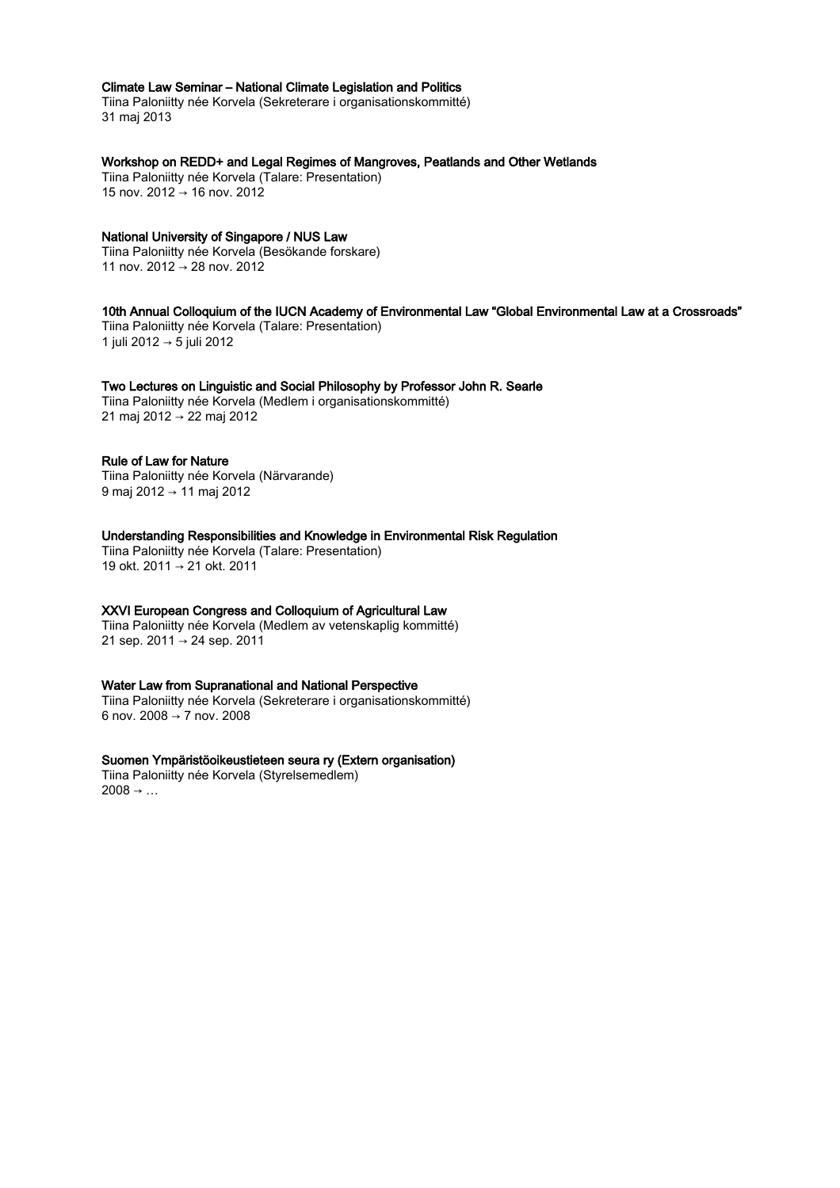**Climate Law Seminar – National Climate Legislation and Politics**
Tiina Paloniitty née Korvela (Sekreterare i organisationskommitté)
31 maj 2013

**Workshop on REDD+ and Legal Regimes of Mangroves, Peatlands and Other Wetlands**
Tiina Paloniitty née Korvela (Talare: Presentation)
15 nov. 2012 → 16 nov. 2012

**National University of Singapore / NUS Law**
Tiina Paloniitty née Korvela (Besökande forskare)
11 nov. 2012 → 28 nov. 2012

**10th Annual Colloquium of the IUCN Academy of Environmental Law "Global Environmental Law at a Crossroads"**
Tiina Paloniitty née Korvela (Talare: Presentation)
1 juli 2012 → 5 juli 2012

**Two Lectures on Linguistic and Social Philosophy by Professor John R. Searle**
Tiina Paloniitty née Korvela (Medlem i organisationskommitté)
21 maj 2012 → 22 maj 2012

**Rule of Law for Nature**
Tiina Paloniitty née Korvela (Närvarande)
9 maj 2012 → 11 maj 2012

**Understanding Responsibilities and Knowledge in Environmental Risk Regulation**
Tiina Paloniitty née Korvela (Talare: Presentation)
19 okt. 2011 → 21 okt. 2011

**XXVI European Congress and Colloquium of Agricultural Law**
Tiina Paloniitty née Korvela (Medlem av vetenskaplig kommitté)
21 sep. 2011 → 24 sep. 2011

**Water Law from Supranational and National Perspective**
Tiina Paloniitty née Korvela (Sekreterare i organisationskommitté)
6 nov. 2008 → 7 nov. 2008

**Suomen Ympäristöoikeustieteen seura ry (Extern organisation)**
Tiina Paloniitty née Korvela (Styrelsemedlem)
2008 → …